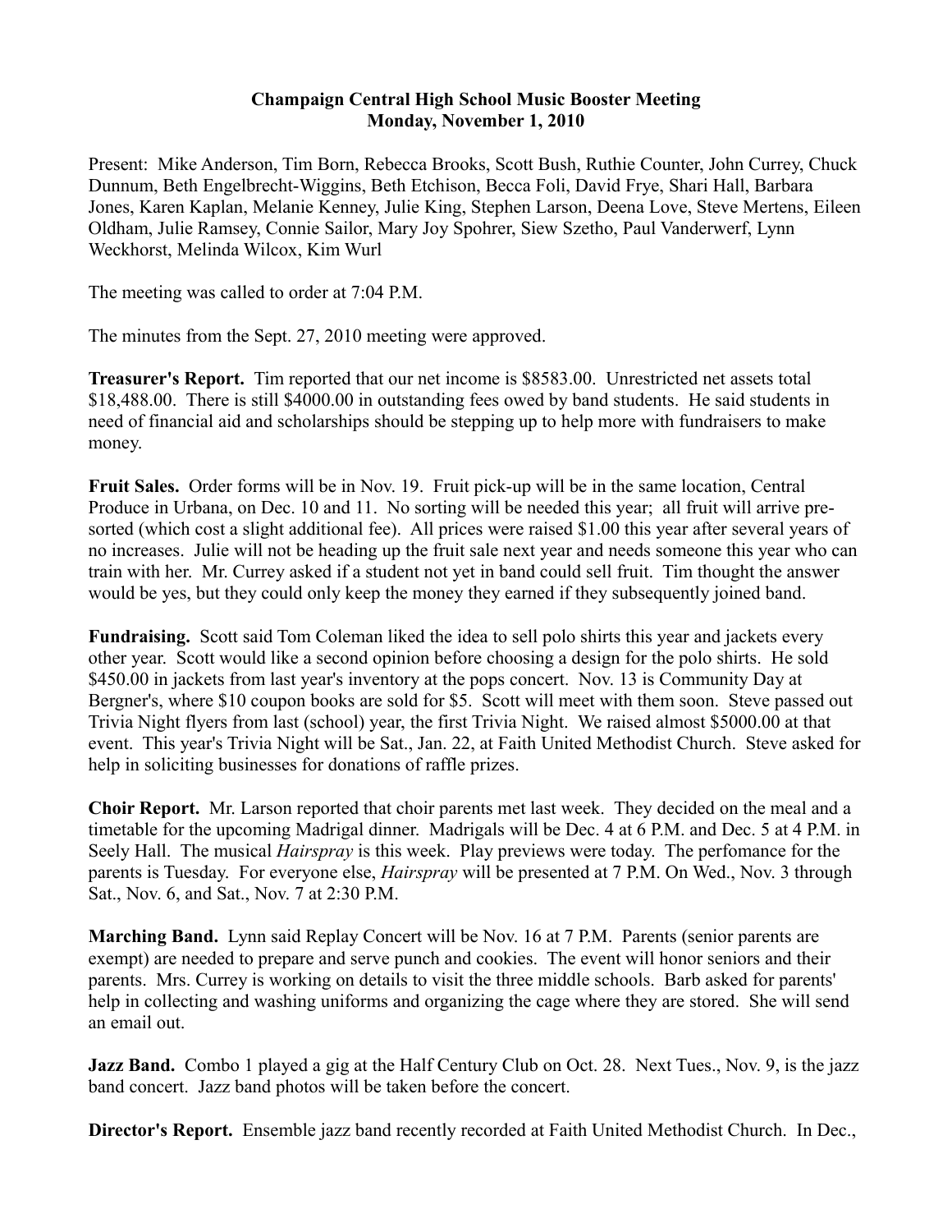**Champaign Central High School Music Booster Meeting**
**Monday, November 1, 2010**

Present: Mike Anderson, Tim Born, Rebecca Brooks, Scott Bush, Ruthie Counter, John Currey, Chuck Dunnum, Beth Engelbrecht-Wiggins, Beth Etchison, Becca Foli, David Frye, Shari Hall, Barbara Jones, Karen Kaplan, Melanie Kenney, Julie King, Stephen Larson, Deena Love, Steve Mertens, Eileen Oldham, Julie Ramsey, Connie Sailor, Mary Joy Spohrer, Siew Szetho, Paul Vanderwerf, Lynn Weckhorst, Melinda Wilcox, Kim Wurl

The meeting was called to order at 7:04 P.M.

The minutes from the Sept. 27, 2010 meeting were approved.

**Treasurer's Report.** Tim reported that our net income is $8583.00. Unrestricted net assets total $18,488.00. There is still $4000.00 in outstanding fees owed by band students. He said students in need of financial aid and scholarships should be stepping up to help more with fundraisers to make money.

**Fruit Sales.** Order forms will be in Nov. 19. Fruit pick-up will be in the same location, Central Produce in Urbana, on Dec. 10 and 11. No sorting will be needed this year; all fruit will arrive pre-sorted (which cost a slight additional fee). All prices were raised $1.00 this year after several years of no increases. Julie will not be heading up the fruit sale next year and needs someone this year who can train with her. Mr. Currey asked if a student not yet in band could sell fruit. Tim thought the answer would be yes, but they could only keep the money they earned if they subsequently joined band.

**Fundraising.** Scott said Tom Coleman liked the idea to sell polo shirts this year and jackets every other year. Scott would like a second opinion before choosing a design for the polo shirts. He sold $450.00 in jackets from last year's inventory at the pops concert. Nov. 13 is Community Day at Bergner's, where $10 coupon books are sold for $5. Scott will meet with them soon. Steve passed out Trivia Night flyers from last (school) year, the first Trivia Night. We raised almost $5000.00 at that event. This year's Trivia Night will be Sat., Jan. 22, at Faith United Methodist Church. Steve asked for help in soliciting businesses for donations of raffle prizes.

**Choir Report.** Mr. Larson reported that choir parents met last week. They decided on the meal and a timetable for the upcoming Madrigal dinner. Madrigals will be Dec. 4 at 6 P.M. and Dec. 5 at 4 P.M. in Seely Hall. The musical *Hairspray* is this week. Play previews were today. The perfomance for the parents is Tuesday. For everyone else, *Hairspray* will be presented at 7 P.M. On Wed., Nov. 3 through Sat., Nov. 6, and Sat., Nov. 7 at 2:30 P.M.

**Marching Band.** Lynn said Replay Concert will be Nov. 16 at 7 P.M. Parents (senior parents are exempt) are needed to prepare and serve punch and cookies. The event will honor seniors and their parents. Mrs. Currey is working on details to visit the three middle schools. Barb asked for parents' help in collecting and washing uniforms and organizing the cage where they are stored. She will send an email out.

**Jazz Band.** Combo 1 played a gig at the Half Century Club on Oct. 28. Next Tues., Nov. 9, is the jazz band concert. Jazz band photos will be taken before the concert.

**Director's Report.** Ensemble jazz band recently recorded at Faith United Methodist Church. In Dec.,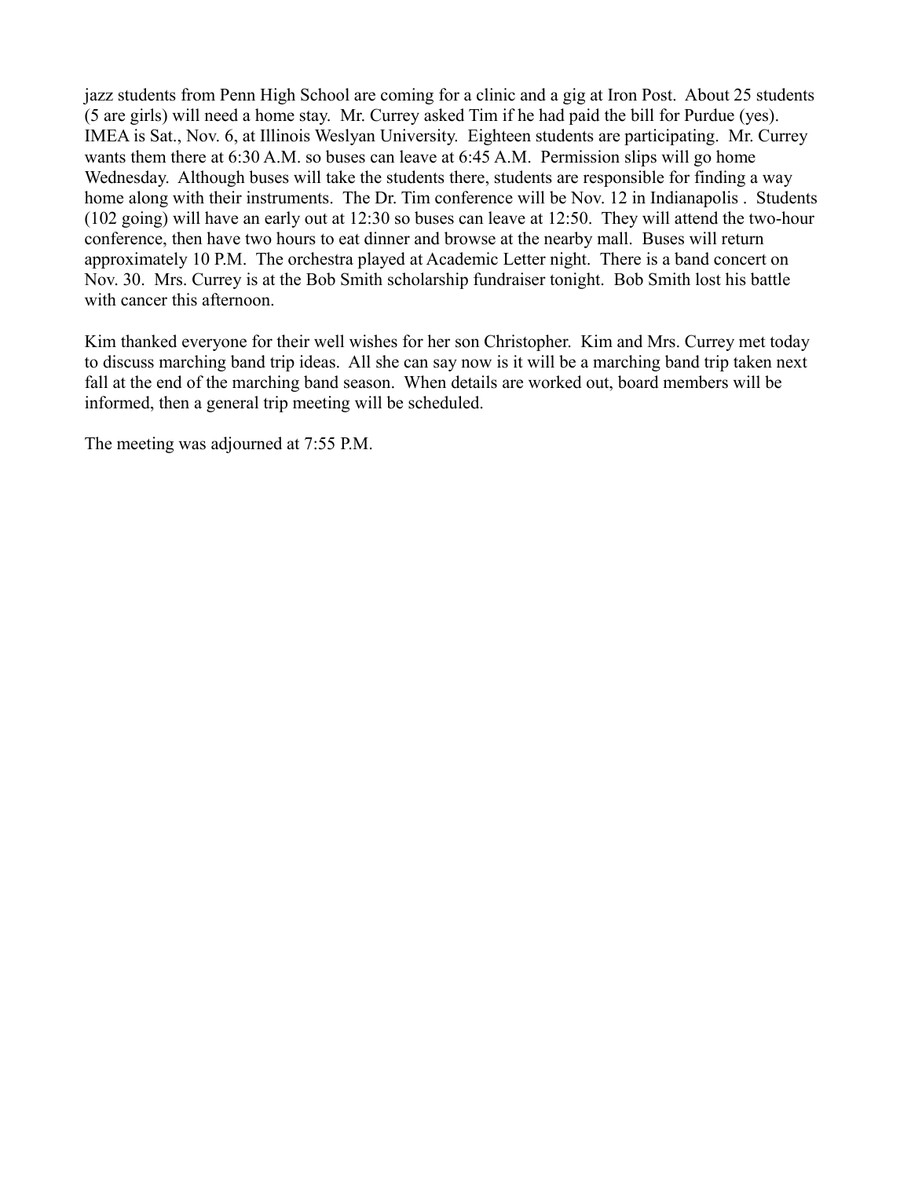jazz students from Penn High School are coming for a clinic and a gig at Iron Post. About 25 students (5 are girls) will need a home stay. Mr. Currey asked Tim if he had paid the bill for Purdue (yes). IMEA is Sat., Nov. 6, at Illinois Weslyan University. Eighteen students are participating. Mr. Currey wants them there at 6:30 A.M. so buses can leave at 6:45 A.M. Permission slips will go home Wednesday. Although buses will take the students there, students are responsible for finding a way home along with their instruments. The Dr. Tim conference will be Nov. 12 in Indianapolis . Students (102 going) will have an early out at 12:30 so buses can leave at 12:50. They will attend the two-hour conference, then have two hours to eat dinner and browse at the nearby mall. Buses will return approximately 10 P.M. The orchestra played at Academic Letter night. There is a band concert on Nov. 30. Mrs. Currey is at the Bob Smith scholarship fundraiser tonight. Bob Smith lost his battle with cancer this afternoon.

Kim thanked everyone for their well wishes for her son Christopher. Kim and Mrs. Currey met today to discuss marching band trip ideas. All she can say now is it will be a marching band trip taken next fall at the end of the marching band season. When details are worked out, board members will be informed, then a general trip meeting will be scheduled.

The meeting was adjourned at 7:55 P.M.